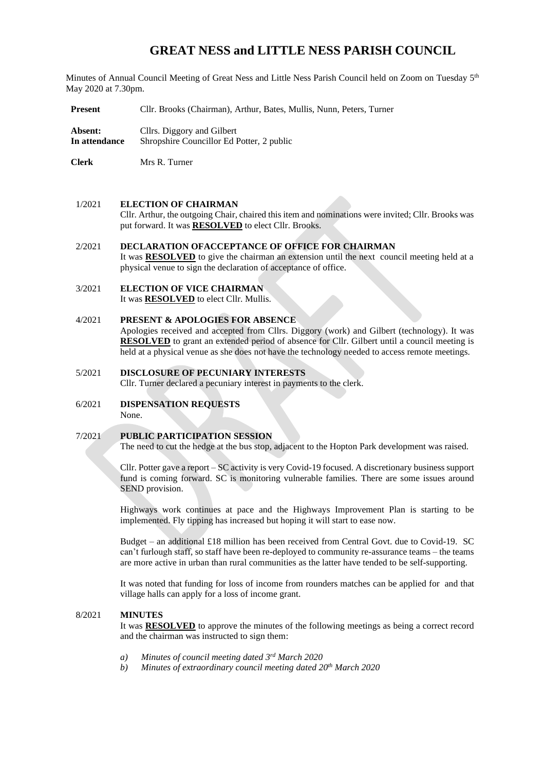# GREAT NESS and LITTLE NESS PARISH COUNCIL

Minutes of Annual Council Meeting of Great Ness and Little Ness Parish Council held on Zoom on Tuesday 5th May 2020 at 7.30pm.

| | |
|---|---|
| **Present** | Cllr. Brooks (Chairman), Arthur, Bates, Mullis, Nunn, Peters, Turner |
| **Absent:** | Cllrs. Diggory and Gilbert |
| **In attendance** | Shropshire Councillor Ed Potter, 2 public |
| **Clerk** | Mrs R. Turner |

**1/2021 ELECTION OF CHAIRMAN**

Cllr. Arthur, the outgoing Chair, chaired this item and nominations were invited; Cllr. Brooks was put forward. It was **RESOLVED** to elect Cllr. Brooks.

**2/2021 DECLARATION OFACCEPTANCE OF OFFICE FOR CHAIRMAN**

It was **RESOLVED** to give the chairman an extension until the next council meeting held at a physical venue to sign the declaration of acceptance of office.

**3/2021 ELECTION OF VICE CHAIRMAN**

It was **RESOLVED** to elect Cllr. Mullis.

**4/2021 PRESENT & APOLOGIES FOR ABSENCE**

Apologies received and accepted from Cllrs. Diggory (work) and Gilbert (technology). It was **RESOLVED** to grant an extended period of absence for Cllr. Gilbert until a council meeting is held at a physical venue as she does not have the technology needed to access remote meetings.

**5/2021 DISCLOSURE OF PECUNIARY INTERESTS**

Cllr. Turner declared a pecuniary interest in payments to the clerk.

**6/2021 DISPENSATION REQUESTS**

None.

**7/2021 PUBLIC PARTICIPATION SESSION**

The need to cut the hedge at the bus stop, adjacent to the Hopton Park development was raised.

Cllr. Potter gave a report – SC activity is very Covid-19 focused. A discretionary business support fund is coming forward. SC is monitoring vulnerable families. There are some issues around SEND provision.

Highways work continues at pace and the Highways Improvement Plan is starting to be implemented. Fly tipping has increased but hoping it will start to ease now.

Budget – an additional £18 million has been received from Central Govt. due to Covid-19. SC can't furlough staff, so staff have been re-deployed to community re-assurance teams – the teams are more active in urban than rural communities as the latter have tended to be self-supporting.

It was noted that funding for loss of income from rounders matches can be applied for and that village halls can apply for a loss of income grant.

**8/2021 MINUTES**

It was **RESOLVED** to approve the minutes of the following meetings as being a correct record and the chairman was instructed to sign them:

*a) Minutes of council meeting dated 3rd March 2020*
*b) Minutes of extraordinary council meeting dated 20th March 2020*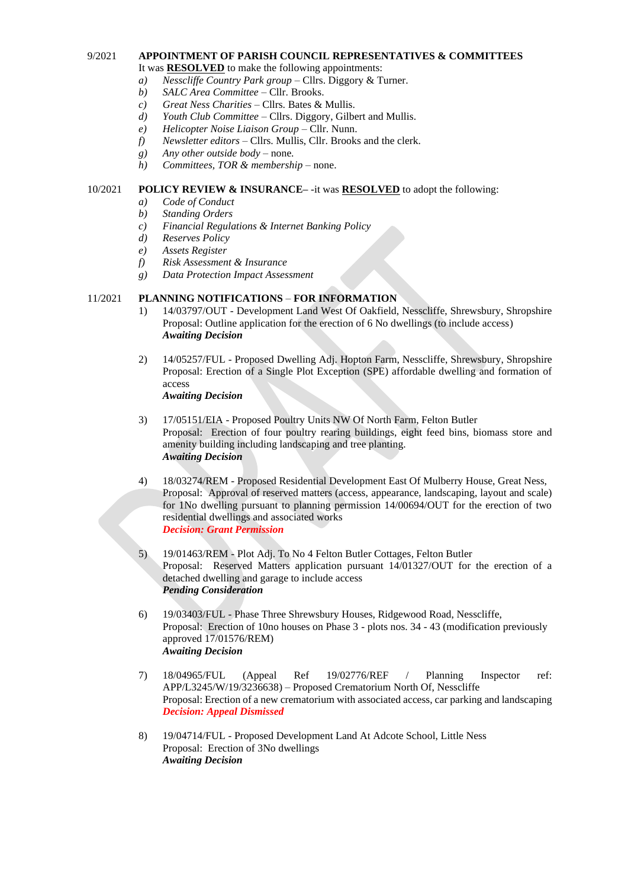9/2021 **APPOINTMENT OF PARISH COUNCIL REPRESENTATIVES & COMMITTEES**

It was **RESOLVED** to make the following appointments:

a) *Nesscliffe Country Park group* – Cllrs. Diggory & Turner.
b) *SALC Area Committee* – Cllr. Brooks.
c) *Great Ness Charities* – Cllrs. Bates & Mullis.
d) *Youth Club Committee* – Cllrs. Diggory, Gilbert and Mullis.
e) *Helicopter Noise Liaison Group* – Cllr. Nunn.
f) *Newsletter editors* – Cllrs. Mullis, Cllr. Brooks and the clerk.
g) *Any other outside body* – none.
h) *Committees, TOR & membership* – none.

10/2021 **POLICY REVIEW & INSURANCE–** -it was **RESOLVED** to adopt the following:

a) *Code of Conduct*
b) *Standing Orders*
c) *Financial Regulations & Internet Banking Policy*
d) *Reserves Policy*
e) *Assets Register*
f) *Risk Assessment & Insurance*
g) *Data Protection Impact Assessment*

11/2021 **PLANNING NOTIFICATIONS – FOR INFORMATION**

1) 14/03797/OUT - Development Land West Of Oakfield, Nesscliffe, Shrewsbury, Shropshire
Proposal: Outline application for the erection of 6 No dwellings (to include access)
***Awaiting Decision***

2) 14/05257/FUL - Proposed Dwelling Adj. Hopton Farm, Nesscliffe, Shrewsbury, Shropshire
Proposal: Erection of a Single Plot Exception (SPE) affordable dwelling and formation of access
***Awaiting Decision***

3) 17/05151/EIA - Proposed Poultry Units NW Of North Farm, Felton Butler
Proposal: Erection of four poultry rearing buildings, eight feed bins, biomass store and amenity building including landscaping and tree planting.
***Awaiting Decision***

4) 18/03274/REM - Proposed Residential Development East Of Mulberry House, Great Ness,
Proposal: Approval of reserved matters (access, appearance, landscaping, layout and scale) for 1No dwelling pursuant to planning permission 14/00694/OUT for the erection of two residential dwellings and associated works
***Decision: Grant Permission***

5) 19/01463/REM - Plot Adj. To No 4 Felton Butler Cottages, Felton Butler
Proposal: Reserved Matters application pursuant 14/01327/OUT for the erection of a detached dwelling and garage to include access
***Pending Consideration***

6) 19/03403/FUL - Phase Three Shrewsbury Houses, Ridgewood Road, Nesscliffe,
Proposal: Erection of 10no houses on Phase 3 - plots nos. 34 - 43 (modification previously approved 17/01576/REM)
***Awaiting Decision***

7) 18/04965/FUL (Appeal Ref 19/02776/REF / Planning Inspector ref: APP/L3245/W/19/3236638) – Proposed Crematorium North Of, Nesscliffe
Proposal: Erection of a new crematorium with associated access, car parking and landscaping
***Decision: Appeal Dismissed***

8) 19/04714/FUL - Proposed Development Land At Adcote School, Little Ness
Proposal: Erection of 3No dwellings
***Awaiting Decision***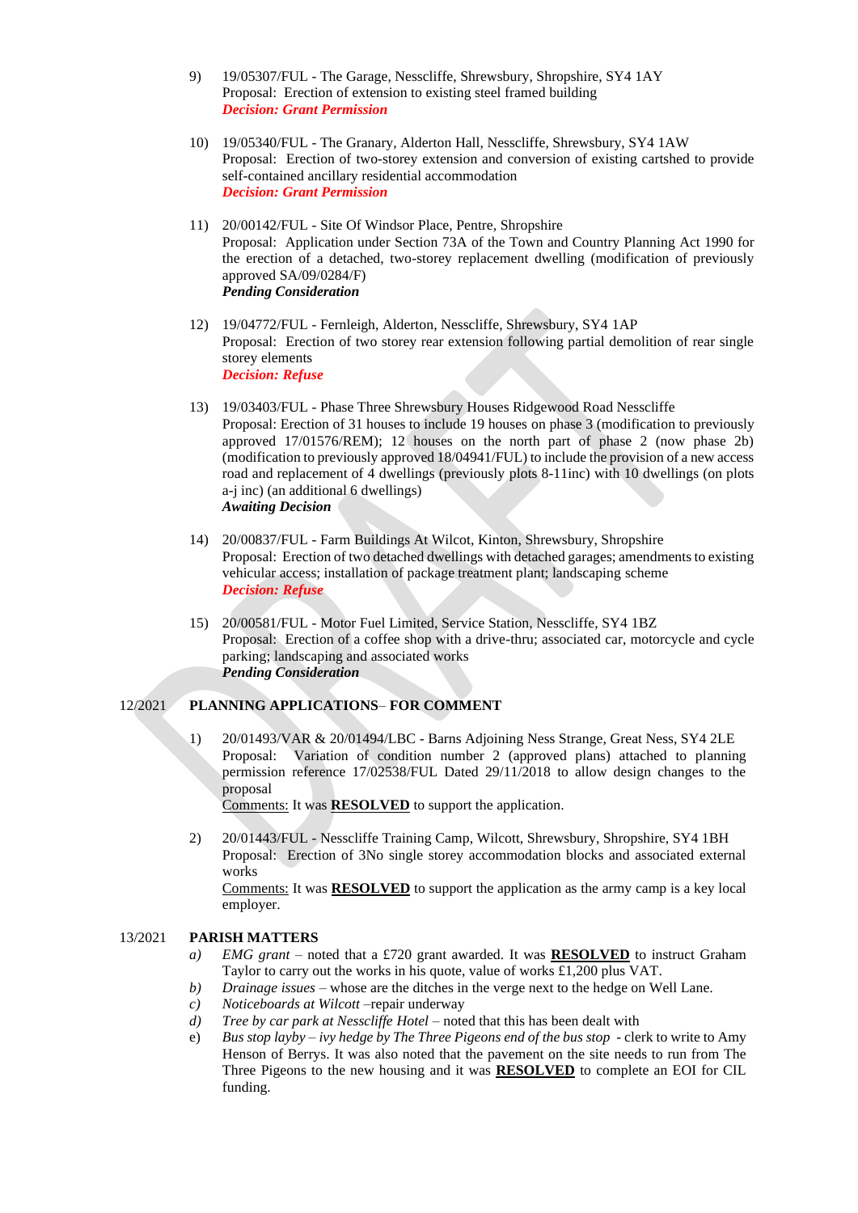9) 19/05307/FUL - The Garage, Nesscliffe, Shrewsbury, Shropshire, SY4 1AY
   Proposal: Erection of extension to existing steel framed building
   ***Decision: Grant Permission***

10) 19/05340/FUL - The Granary, Alderton Hall, Nesscliffe, Shrewsbury, SY4 1AW
    Proposal: Erection of two-storey extension and conversion of existing cartshed to provide self-contained ancillary residential accommodation
    ***Decision: Grant Permission***

11) 20/00142/FUL - Site Of Windsor Place, Pentre, Shropshire
    Proposal: Application under Section 73A of the Town and Country Planning Act 1990 for the erection of a detached, two-storey replacement dwelling (modification of previously approved SA/09/0284/F)
    ***Pending Consideration***

12) 19/04772/FUL - Fernleigh, Alderton, Nesscliffe, Shrewsbury, SY4 1AP
    Proposal: Erection of two storey rear extension following partial demolition of rear single storey elements
    ***Decision: Refuse***

13) 19/03403/FUL - Phase Three Shrewsbury Houses Ridgewood Road Nesscliffe
    Proposal: Erection of 31 houses to include 19 houses on phase 3 (modification to previously approved 17/01576/REM); 12 houses on the north part of phase 2 (now phase 2b) (modification to previously approved 18/04941/FUL) to include the provision of a new access road and replacement of 4 dwellings (previously plots 8-11inc) with 10 dwellings (on plots a-j inc) (an additional 6 dwellings)
    ***Awaiting Decision***

14) 20/00837/FUL - Farm Buildings At Wilcot, Kinton, Shrewsbury, Shropshire
    Proposal: Erection of two detached dwellings with detached garages; amendments to existing vehicular access; installation of package treatment plant; landscaping scheme
    ***Decision: Refuse***

15) 20/00581/FUL - Motor Fuel Limited, Service Station, Nesscliffe, SY4 1BZ
    Proposal: Erection of a coffee shop with a drive-thru; associated car, motorcycle and cycle parking; landscaping and associated works
    ***Pending Consideration***

## 12/2021 PLANNING APPLICATIONS– FOR COMMENT

1) 20/01493/VAR & 20/01494/LBC - Barns Adjoining Ness Strange, Great Ness, SY4 2LE
   Proposal: Variation of condition number 2 (approved plans) attached to planning permission reference 17/02538/FUL Dated 29/11/2018 to allow design changes to the proposal
   Comments: It was **RESOLVED** to support the application.

2) 20/01443/FUL - Nesscliffe Training Camp, Wilcott, Shrewsbury, Shropshire, SY4 1BH
   Proposal: Erection of 3No single storey accommodation blocks and associated external works
   Comments: It was **RESOLVED** to support the application as the army camp is a key local employer.

## 13/2021 PARISH MATTERS

a) *EMG grant* – noted that a £720 grant awarded. It was **RESOLVED** to instruct Graham Taylor to carry out the works in his quote, value of works £1,200 plus VAT.
b) *Drainage issues* – whose are the ditches in the verge next to the hedge on Well Lane.
c) *Noticeboards at Wilcott* –repair underway
d) *Tree by car park at Nesscliffe Hotel* – noted that this has been dealt with
e) *Bus stop layby – ivy hedge by The Three Pigeons end of the bus stop* - clerk to write to Amy Henson of Berrys. It was also noted that the pavement on the site needs to run from The Three Pigeons to the new housing and it was **RESOLVED** to complete an EOI for CIL funding.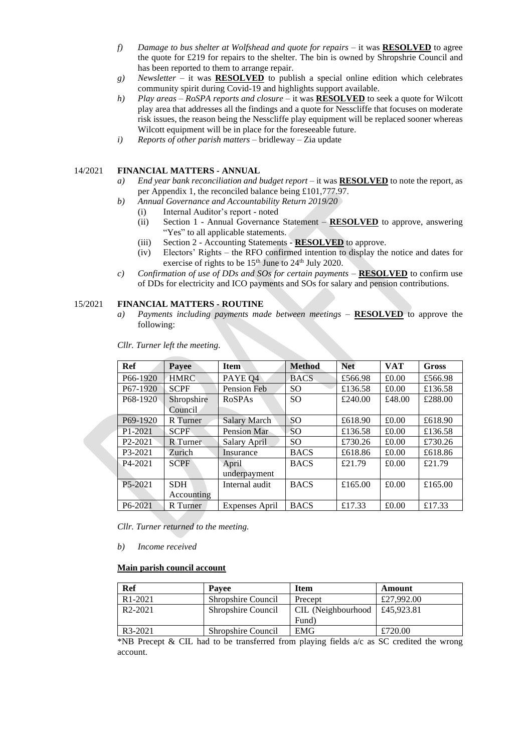*f) Damage to bus shelter at Wolfshead and quote for repairs* – it was **RESOLVED** to agree the quote for £219 for repairs to the shelter. The bin is owned by Shropshrie Council and has been reported to them to arrange repair.

*g) Newsletter* – it was **RESOLVED** to publish a special online edition which celebrates community spirit during Covid-19 and highlights support available.

*h) Play areas – RoSPA reports and closure* – it was **RESOLVED** to seek a quote for Wilcott play area that addresses all the findings and a quote for Nesscliffe that focuses on moderate risk issues, the reason being the Nesscliffe play equipment will be replaced sooner whereas Wilcott equipment will be in place for the foreseeable future.

*i) Reports of other parish matters* – bridleway – Zia update

## 14/2021 FINANCIAL MATTERS - ANNUAL

*a) End year bank reconciliation and budget report* – it was **RESOLVED** to note the report, as per Appendix 1, the reconciled balance being £101,777.97.

*b) Annual Governance and Accountability Return 2019/20*

(i) Internal Auditor's report - noted

(ii) Section 1 - Annual Governance Statement – **RESOLVED** to approve, answering "Yes" to all applicable statements.

(iii) Section 2 - Accounting Statements - **RESOLVED** to approve.

(iv) Electors' Rights – the RFO confirmed intention to display the notice and dates for exercise of rights to be 15th June to 24th July 2020.

*c) Confirmation of use of DDs and SOs for certain payments* – **RESOLVED** to confirm use of DDs for electricity and ICO payments and SOs for salary and pension contributions.

## 15/2021 FINANCIAL MATTERS - ROUTINE

*a) Payments including payments made between meetings* – **RESOLVED** to approve the following:

*Cllr. Turner left the meeting.*

| Ref | Payee | Item | Method | Net | VAT | Gross |
|---|---|---|---|---|---|---|
| P66-1920 | HMRC | PAYE Q4 | BACS | £566.98 | £0.00 | £566.98 |
| P67-1920 | SCPF | Pension Feb | SO | £136.58 | £0.00 | £136.58 |
| P68-1920 | Shropshire Council | RoSPAs | SO | £240.00 | £48.00 | £288.00 |
| P69-1920 | R Turner | Salary March | SO | £618.90 | £0.00 | £618.90 |
| P1-2021 | SCPF | Pension Mar | SO | £136.58 | £0.00 | £136.58 |
| P2-2021 | R Turner | Salary April | SO | £730.26 | £0.00 | £730.26 |
| P3-2021 | Zurich | Insurance | BACS | £618.86 | £0.00 | £618.86 |
| P4-2021 | SCPF | April underpayment | BACS | £21.79 | £0.00 | £21.79 |
| P5-2021 | SDH Accounting | Internal audit | BACS | £165.00 | £0.00 | £165.00 |
| P6-2021 | R Turner | Expenses April | BACS | £17.33 | £0.00 | £17.33 |

*Cllr. Turner returned to the meeting.*

*b) Income received*

**Main parish council account**

| Ref | Payee | Item | Amount |
|---|---|---|---|
| R1-2021 | Shropshire Council | Precept | £27,992.00 |
| R2-2021 | Shropshire Council | CIL (Neighbourhood Fund) | £45,923.81 |
| R3-2021 | Shropshire Council | EMG | £720.00 |

*NB Precept & CIL had to be transferred from playing fields a/c as SC credited the wrong account.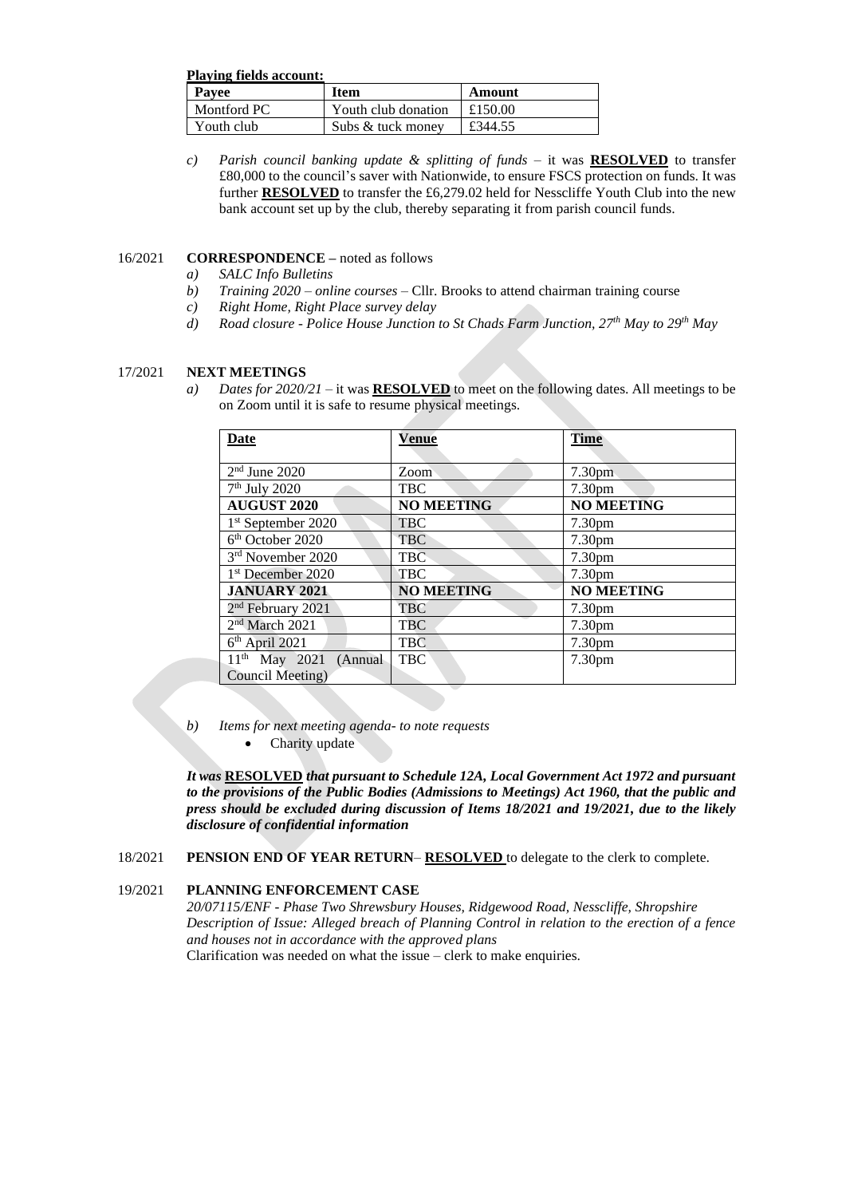**Playing fields account:**

| Payee | Item | Amount |
|---|---|---|
| Montford PC | Youth club donation | £150.00 |
| Youth club | Subs & tuck money | £344.55 |

*c) Parish council banking update & splitting of funds* – it was **RESOLVED** to transfer £80,000 to the council's saver with Nationwide, to ensure FSCS protection on funds. It was further **RESOLVED** to transfer the £6,279.02 held for Nesscliffe Youth Club into the new bank account set up by the club, thereby separating it from parish council funds.

16/2021 **CORRESPONDENCE –** noted as follows

*a) SALC Info Bulletins*

*b) Training 2020 – online courses* – Cllr. Brooks to attend chairman training course

*c) Right Home, Right Place survey delay*

*d) Road closure - Police House Junction to St Chads Farm Junction, 27th May to 29th May*

17/2021 **NEXT MEETINGS**

*a) Dates for 2020/21* – it was **RESOLVED** to meet on the following dates. All meetings to be on Zoom until it is safe to resume physical meetings.

| Date | Venue | Time |
|---|---|---|
| 2nd June 2020 | Zoom | 7.30pm |
| 7th July 2020 | TBC | 7.30pm |
| **AUGUST 2020** | **NO MEETING** | **NO MEETING** |
| 1st September 2020 | TBC | 7.30pm |
| 6th October 2020 | TBC | 7.30pm |
| 3rd November 2020 | TBC | 7.30pm |
| 1st December 2020 | TBC | 7.30pm |
| **JANUARY 2021** | **NO MEETING** | **NO MEETING** |
| 2nd February 2021 | TBC | 7.30pm |
| 2nd March 2021 | TBC | 7.30pm |
| 6th April 2021 | TBC | 7.30pm |
| 11th May 2021 (Annual Council Meeting) | TBC | 7.30pm |

*b) Items for next meeting agenda- to note requests*

- Charity update

***It was RESOLVED that pursuant to Schedule 12A, Local Government Act 1972 and pursuant to the provisions of the Public Bodies (Admissions to Meetings) Act 1960, that the public and press should be excluded during discussion of Items 18/2021 and 19/2021, due to the likely disclosure of confidential information***

18/2021 **PENSION END OF YEAR RETURN**– **RESOLVED** to delegate to the clerk to complete.

19/2021 **PLANNING ENFORCEMENT CASE**

*20/07115/ENF - Phase Two Shrewsbury Houses, Ridgewood Road, Nesscliffe, Shropshire*
*Description of Issue: Alleged breach of Planning Control in relation to the erection of a fence and houses not in accordance with the approved plans*
Clarification was needed on what the issue – clerk to make enquiries.